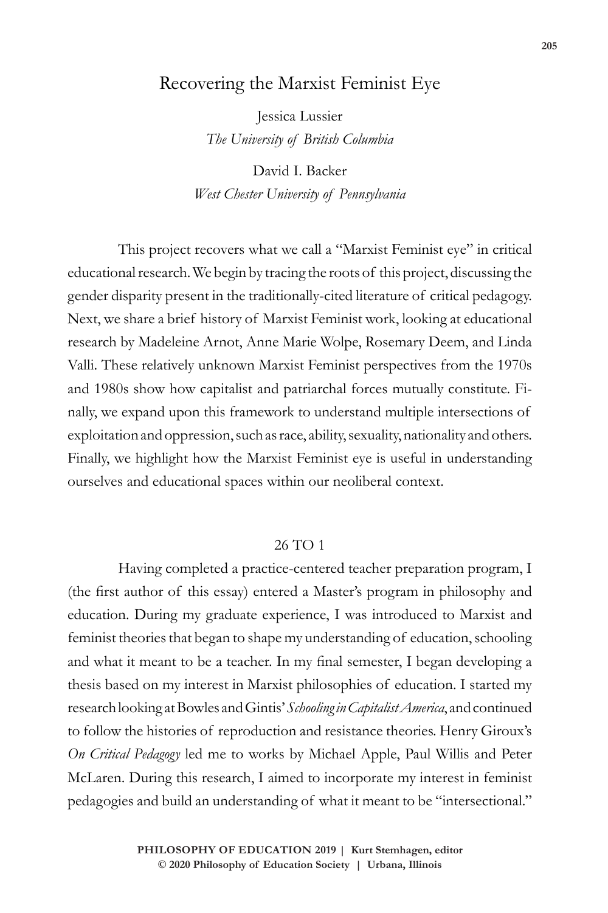# Recovering the Marxist Feminist Eye

Jessica Lussier
*The University of British Columbia*

David I. Backer
*West Chester University of Pennsylvania*

This project recovers what we call a "Marxist Feminist eye" in critical educational research. We begin by tracing the roots of this project, discussing the gender disparity present in the traditionally-cited literature of critical pedagogy. Next, we share a brief history of Marxist Feminist work, looking at educational research by Madeleine Arnot, Anne Marie Wolpe, Rosemary Deem, and Linda Valli. These relatively unknown Marxist Feminist perspectives from the 1970s and 1980s show how capitalist and patriarchal forces mutually constitute. Finally, we expand upon this framework to understand multiple intersections of exploitation and oppression, such as race, ability, sexuality, nationality and others. Finally, we highlight how the Marxist Feminist eye is useful in understanding ourselves and educational spaces within our neoliberal context.

## 26 TO 1

Having completed a practice-centered teacher preparation program, I (the first author of this essay) entered a Master's program in philosophy and education. During my graduate experience, I was introduced to Marxist and feminist theories that began to shape my understanding of education, schooling and what it meant to be a teacher. In my final semester, I began developing a thesis based on my interest in Marxist philosophies of education. I started my research looking at Bowles and Gintis' *Schooling in Capitalist America*, and continued to follow the histories of reproduction and resistance theories. Henry Giroux's *On Critical Pedagogy* led me to works by Michael Apple, Paul Willis and Peter McLaren. During this research, I aimed to incorporate my interest in feminist pedagogies and build an understanding of what it meant to be "intersectional."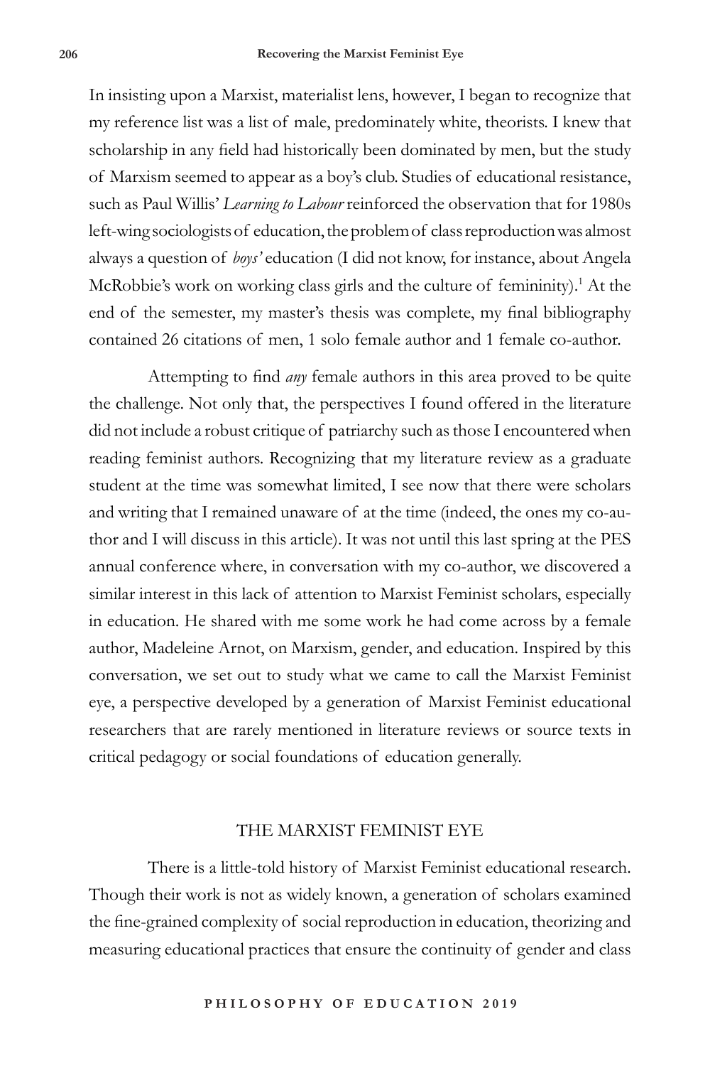In insisting upon a Marxist, materialist lens, however, I began to recognize that my reference list was a list of male, predominately white, theorists. I knew that scholarship in any field had historically been dominated by men, but the study of Marxism seemed to appear as a boy's club. Studies of educational resistance, such as Paul Willis' *Learning to Labour* reinforced the observation that for 1980s left-wing sociologists of education, the problem of class reproduction was almost always a question of *boys'* education (I did not know, for instance, about Angela McRobbie's work on working class girls and the culture of femininity).[1] At the end of the semester, my master's thesis was complete, my final bibliography contained 26 citations of men, 1 solo female author and 1 female co-author.

Attempting to find *any* female authors in this area proved to be quite the challenge. Not only that, the perspectives I found offered in the literature did not include a robust critique of patriarchy such as those I encountered when reading feminist authors. Recognizing that my literature review as a graduate student at the time was somewhat limited, I see now that there were scholars and writing that I remained unaware of at the time (indeed, the ones my co-author and I will discuss in this article). It was not until this last spring at the PES annual conference where, in conversation with my co-author, we discovered a similar interest in this lack of attention to Marxist Feminist scholars, especially in education. He shared with me some work he had come across by a female author, Madeleine Arnot, on Marxism, gender, and education. Inspired by this conversation, we set out to study what we came to call the Marxist Feminist eye, a perspective developed by a generation of Marxist Feminist educational researchers that are rarely mentioned in literature reviews or source texts in critical pedagogy or social foundations of education generally.

## THE MARXIST FEMINIST EYE

There is a little-told history of Marxist Feminist educational research. Though their work is not as widely known, a generation of scholars examined the fine-grained complexity of social reproduction in education, theorizing and measuring educational practices that ensure the continuity of gender and class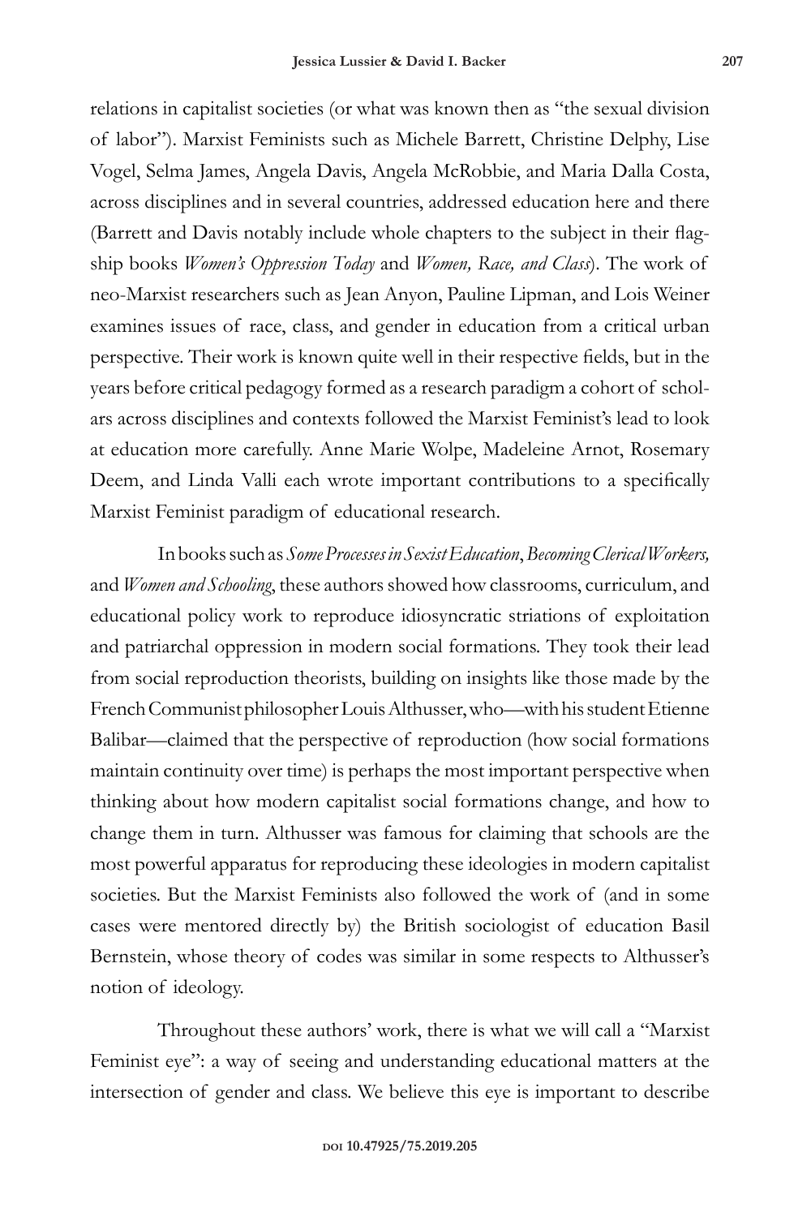relations in capitalist societies (or what was known then as "the sexual division of labor"). Marxist Feminists such as Michele Barrett, Christine Delphy, Lise Vogel, Selma James, Angela Davis, Angela McRobbie, and Maria Dalla Costa, across disciplines and in several countries, addressed education here and there (Barrett and Davis notably include whole chapters to the subject in their flagship books *Women's Oppression Today* and *Women, Race, and Class*). The work of neo-Marxist researchers such as Jean Anyon, Pauline Lipman, and Lois Weiner examines issues of race, class, and gender in education from a critical urban perspective. Their work is known quite well in their respective fields, but in the years before critical pedagogy formed as a research paradigm a cohort of scholars across disciplines and contexts followed the Marxist Feminist's lead to look at education more carefully. Anne Marie Wolpe, Madeleine Arnot, Rosemary Deem, and Linda Valli each wrote important contributions to a specifically Marxist Feminist paradigm of educational research.

In books such as *Some Processes in Sexist Education*, *Becoming Clerical Workers,* and *Women and Schooling*, these authors showed how classrooms, curriculum, and educational policy work to reproduce idiosyncratic striations of exploitation and patriarchal oppression in modern social formations. They took their lead from social reproduction theorists, building on insights like those made by the French Communist philosopher Louis Althusser, who—with his student Etienne Balibar—claimed that the perspective of reproduction (how social formations maintain continuity over time) is perhaps the most important perspective when thinking about how modern capitalist social formations change, and how to change them in turn. Althusser was famous for claiming that schools are the most powerful apparatus for reproducing these ideologies in modern capitalist societies. But the Marxist Feminists also followed the work of (and in some cases were mentored directly by) the British sociologist of education Basil Bernstein, whose theory of codes was similar in some respects to Althusser's notion of ideology.

Throughout these authors' work, there is what we will call a "Marxist Feminist eye": a way of seeing and understanding educational matters at the intersection of gender and class. We believe this eye is important to describe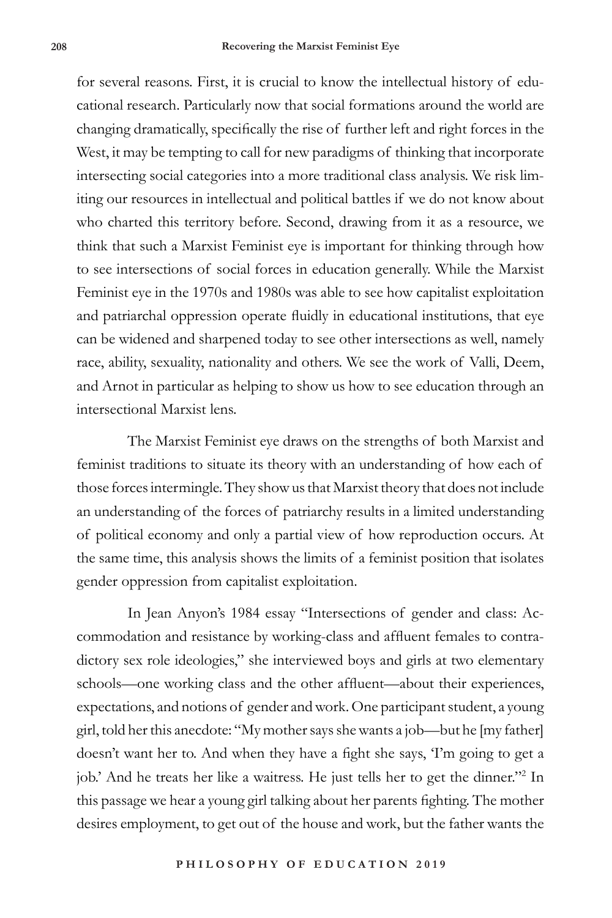for several reasons. First, it is crucial to know the intellectual history of educational research. Particularly now that social formations around the world are changing dramatically, specifically the rise of further left and right forces in the West, it may be tempting to call for new paradigms of thinking that incorporate intersecting social categories into a more traditional class analysis. We risk limiting our resources in intellectual and political battles if we do not know about who charted this territory before. Second, drawing from it as a resource, we think that such a Marxist Feminist eye is important for thinking through how to see intersections of social forces in education generally. While the Marxist Feminist eye in the 1970s and 1980s was able to see how capitalist exploitation and patriarchal oppression operate fluidly in educational institutions, that eye can be widened and sharpened today to see other intersections as well, namely race, ability, sexuality, nationality and others. We see the work of Valli, Deem, and Arnot in particular as helping to show us how to see education through an intersectional Marxist lens.

The Marxist Feminist eye draws on the strengths of both Marxist and feminist traditions to situate its theory with an understanding of how each of those forces intermingle. They show us that Marxist theory that does not include an understanding of the forces of patriarchy results in a limited understanding of political economy and only a partial view of how reproduction occurs. At the same time, this analysis shows the limits of a feminist position that isolates gender oppression from capitalist exploitation.

In Jean Anyon's 1984 essay "Intersections of gender and class: Accommodation and resistance by working-class and affluent females to contradictory sex role ideologies," she interviewed boys and girls at two elementary schools—one working class and the other affluent—about their experiences, expectations, and notions of gender and work. One participant student, a young girl, told her this anecdote: "My mother says she wants a job—but he [my father] doesn't want her to. And when they have a fight she says, 'I'm going to get a job.' And he treats her like a waitress. He just tells her to get the dinner."[2] In this passage we hear a young girl talking about her parents fighting. The mother desires employment, to get out of the house and work, but the father wants the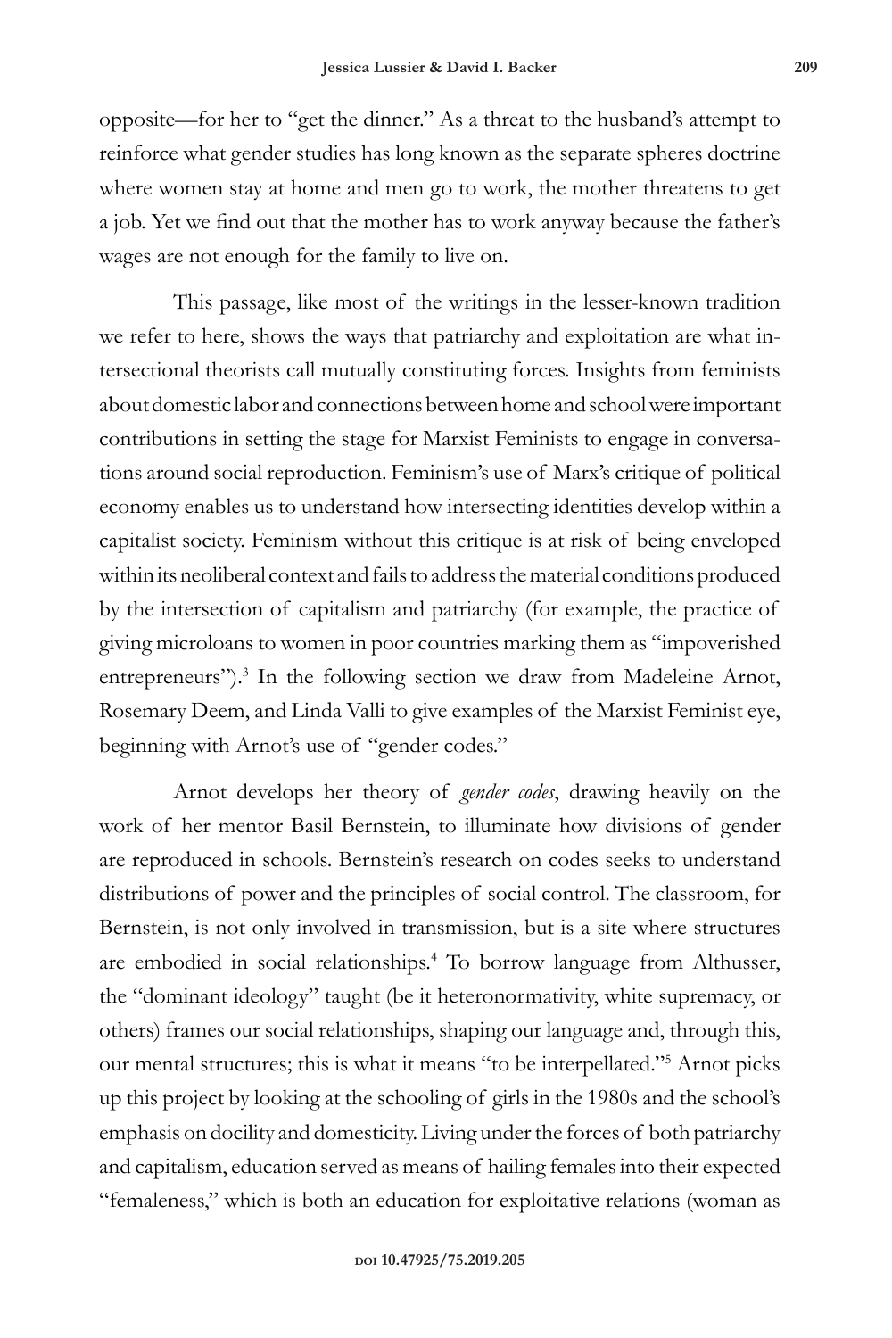opposite—for her to "get the dinner." As a threat to the husband's attempt to reinforce what gender studies has long known as the separate spheres doctrine where women stay at home and men go to work, the mother threatens to get a job. Yet we find out that the mother has to work anyway because the father's wages are not enough for the family to live on.

This passage, like most of the writings in the lesser-known tradition we refer to here, shows the ways that patriarchy and exploitation are what intersectional theorists call mutually constituting forces. Insights from feminists about domestic labor and connections between home and school were important contributions in setting the stage for Marxist Feminists to engage in conversations around social reproduction. Feminism's use of Marx's critique of political economy enables us to understand how intersecting identities develop within a capitalist society. Feminism without this critique is at risk of being enveloped within its neoliberal context and fails to address the material conditions produced by the intersection of capitalism and patriarchy (for example, the practice of giving microloans to women in poor countries marking them as "impoverished entrepreneurs").[3] In the following section we draw from Madeleine Arnot, Rosemary Deem, and Linda Valli to give examples of the Marxist Feminist eye, beginning with Arnot's use of "gender codes."

Arnot develops her theory of *gender codes*, drawing heavily on the work of her mentor Basil Bernstein, to illuminate how divisions of gender are reproduced in schools. Bernstein's research on codes seeks to understand distributions of power and the principles of social control. The classroom, for Bernstein, is not only involved in transmission, but is a site where structures are embodied in social relationships.[4] To borrow language from Althusser, the "dominant ideology" taught (be it heteronormativity, white supremacy, or others) frames our social relationships, shaping our language and, through this, our mental structures; this is what it means "to be interpellated."[5] Arnot picks up this project by looking at the schooling of girls in the 1980s and the school's emphasis on docility and domesticity. Living under the forces of both patriarchy and capitalism, education served as means of hailing females into their expected "femaleness," which is both an education for exploitative relations (woman as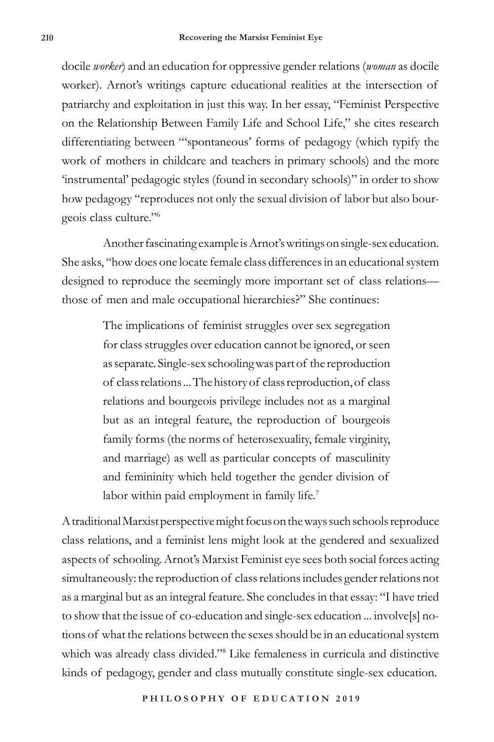docile *worker*) and an education for oppressive gender relations (*woman* as docile worker). Arnot's writings capture educational realities at the intersection of patriarchy and exploitation in just this way. In her essay, "Feminist Perspective on the Relationship Between Family Life and School Life," she cites research differentiating between "'spontaneous' forms of pedagogy (which typify the work of mothers in childcare and teachers in primary schools) and the more 'instrumental' pedagogic styles (found in secondary schools)" in order to show how pedagogy "reproduces not only the sexual division of labor but also bourgeois class culture."[6]

Another fascinating example is Arnot's writings on single-sex education. She asks, "how does one locate female class differences in an educational system designed to reproduce the seemingly more important set of class relations—those of men and male occupational hierarchies?" She continues:

> The implications of feminist struggles over sex segregation for class struggles over education cannot be ignored, or seen as separate. Single-sex schooling was part of the reproduction of class relations ... The history of class reproduction, of class relations and bourgeois privilege includes not as a marginal but as an integral feature, the reproduction of bourgeois family forms (the norms of heterosexuality, female virginity, and marriage) as well as particular concepts of masculinity and femininity which held together the gender division of labor within paid employment in family life.[7]

A traditional Marxist perspective might focus on the ways such schools reproduce class relations, and a feminist lens might look at the gendered and sexualized aspects of schooling. Arnot's Marxist Feminist eye sees both social forces acting simultaneously: the reproduction of class relations includes gender relations not as a marginal but as an integral feature. She concludes in that essay: "I have tried to show that the issue of co-education and single-sex education ... involve[s] notions of what the relations between the sexes should be in an educational system which was already class divided."[8] Like femaleness in curricula and distinctive kinds of pedagogy, gender and class mutually constitute single-sex education.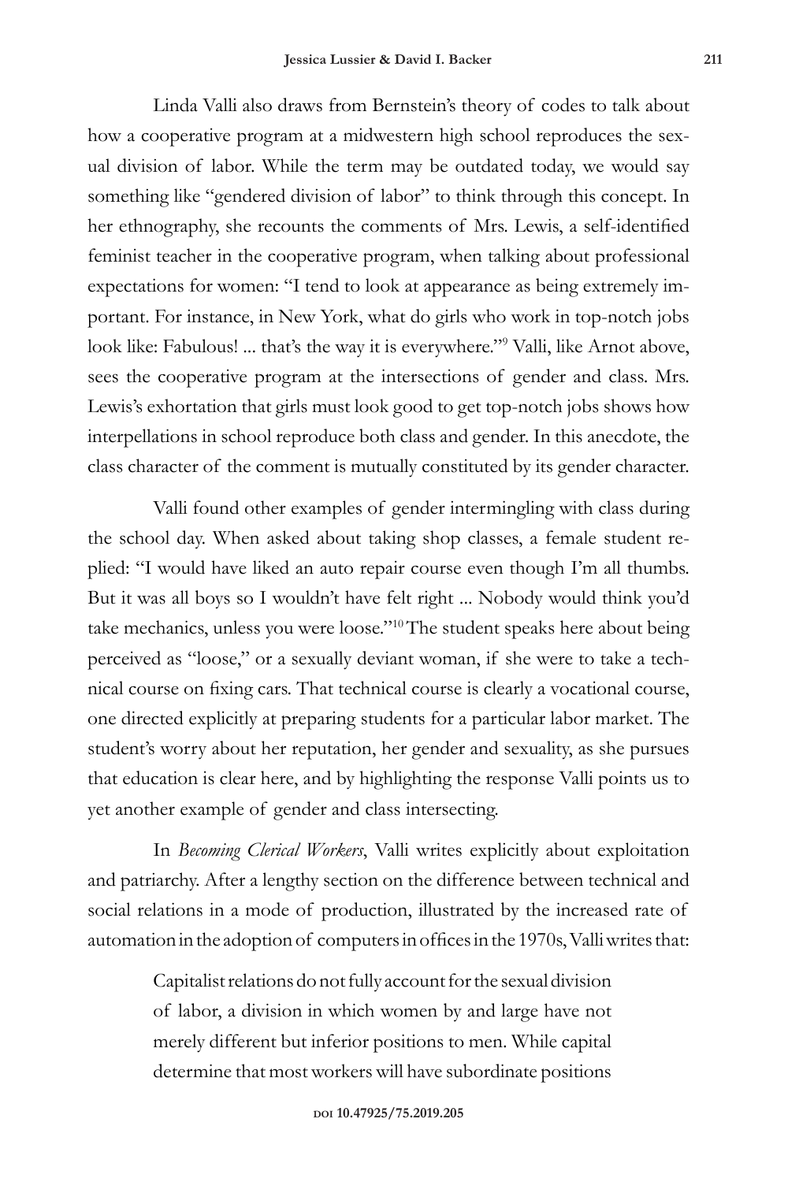Linda Valli also draws from Bernstein's theory of codes to talk about how a cooperative program at a midwestern high school reproduces the sexual division of labor. While the term may be outdated today, we would say something like "gendered division of labor" to think through this concept. In her ethnography, she recounts the comments of Mrs. Lewis, a self-identified feminist teacher in the cooperative program, when talking about professional expectations for women: "I tend to look at appearance as being extremely important. For instance, in New York, what do girls who work in top-notch jobs look like: Fabulous! ... that's the way it is everywhere."[9] Valli, like Arnot above, sees the cooperative program at the intersections of gender and class. Mrs. Lewis's exhortation that girls must look good to get top-notch jobs shows how interpellations in school reproduce both class and gender. In this anecdote, the class character of the comment is mutually constituted by its gender character.

Valli found other examples of gender intermingling with class during the school day. When asked about taking shop classes, a female student replied: "I would have liked an auto repair course even though I'm all thumbs. But it was all boys so I wouldn't have felt right ... Nobody would think you'd take mechanics, unless you were loose."[10] The student speaks here about being perceived as "loose," or a sexually deviant woman, if she were to take a technical course on fixing cars. That technical course is clearly a vocational course, one directed explicitly at preparing students for a particular labor market. The student's worry about her reputation, her gender and sexuality, as she pursues that education is clear here, and by highlighting the response Valli points us to yet another example of gender and class intersecting.

In *Becoming Clerical Workers*, Valli writes explicitly about exploitation and patriarchy. After a lengthy section on the difference between technical and social relations in a mode of production, illustrated by the increased rate of automation in the adoption of computers in offices in the 1970s, Valli writes that:

> Capitalist relations do not fully account for the sexual division of labor, a division in which women by and large have not merely different but inferior positions to men. While capital determine that most workers will have subordinate positions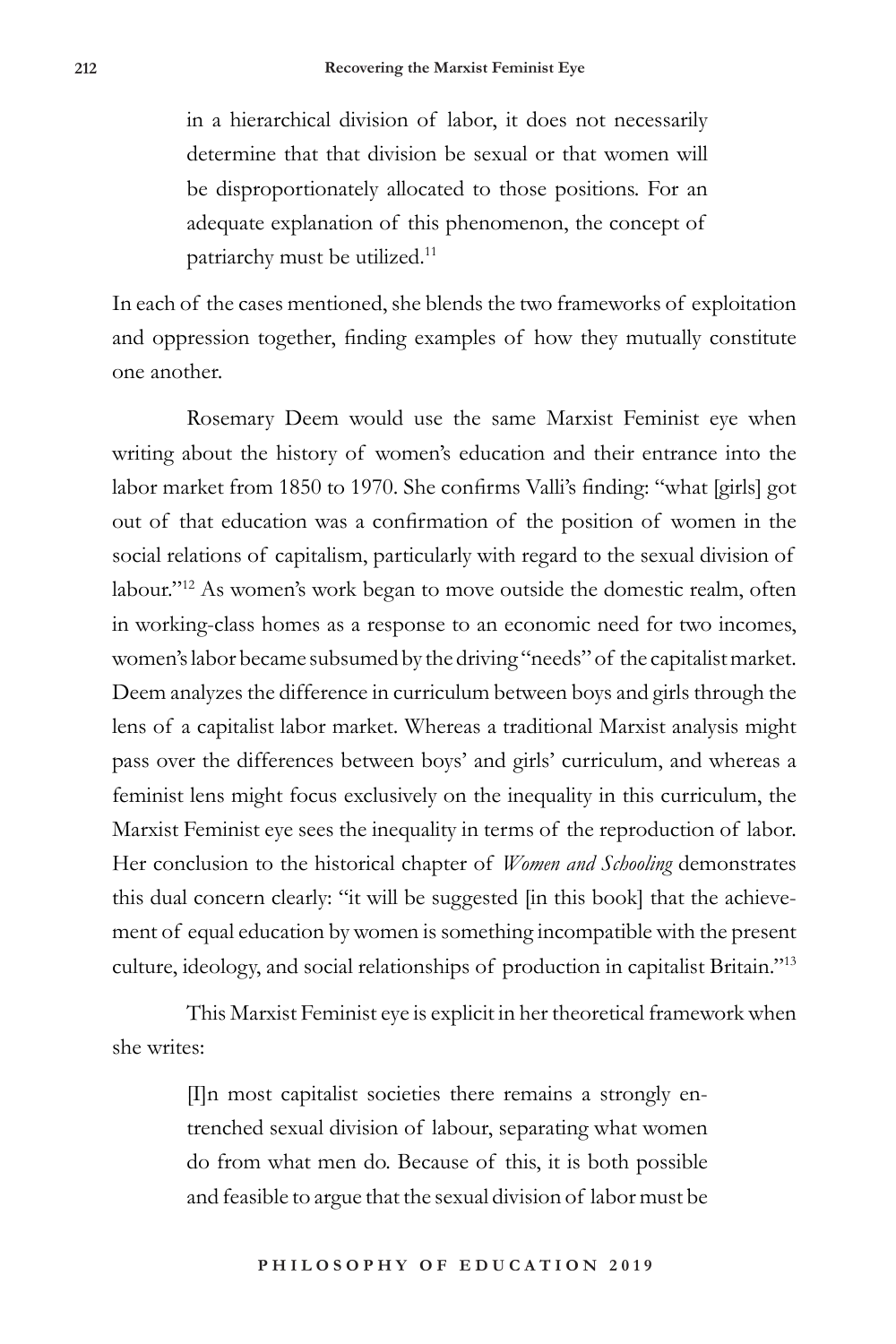> in a hierarchical division of labor, it does not necessarily determine that that division be sexual or that women will be disproportionately allocated to those positions. For an adequate explanation of this phenomenon, the concept of patriarchy must be utilized.[11]

In each of the cases mentioned, she blends the two frameworks of exploitation and oppression together, finding examples of how they mutually constitute one another.

Rosemary Deem would use the same Marxist Feminist eye when writing about the history of women's education and their entrance into the labor market from 1850 to 1970. She confirms Valli's finding: "what [girls] got out of that education was a confirmation of the position of women in the social relations of capitalism, particularly with regard to the sexual division of labour."[12] As women's work began to move outside the domestic realm, often in working-class homes as a response to an economic need for two incomes, women's labor became subsumed by the driving "needs" of the capitalist market. Deem analyzes the difference in curriculum between boys and girls through the lens of a capitalist labor market. Whereas a traditional Marxist analysis might pass over the differences between boys' and girls' curriculum, and whereas a feminist lens might focus exclusively on the inequality in this curriculum, the Marxist Feminist eye sees the inequality in terms of the reproduction of labor. Her conclusion to the historical chapter of *Women and Schooling* demonstrates this dual concern clearly: "it will be suggested [in this book] that the achievement of equal education by women is something incompatible with the present culture, ideology, and social relationships of production in capitalist Britain."[13]

This Marxist Feminist eye is explicit in her theoretical framework when she writes:

> [I]n most capitalist societies there remains a strongly entrenched sexual division of labour, separating what women do from what men do. Because of this, it is both possible and feasible to argue that the sexual division of labor must be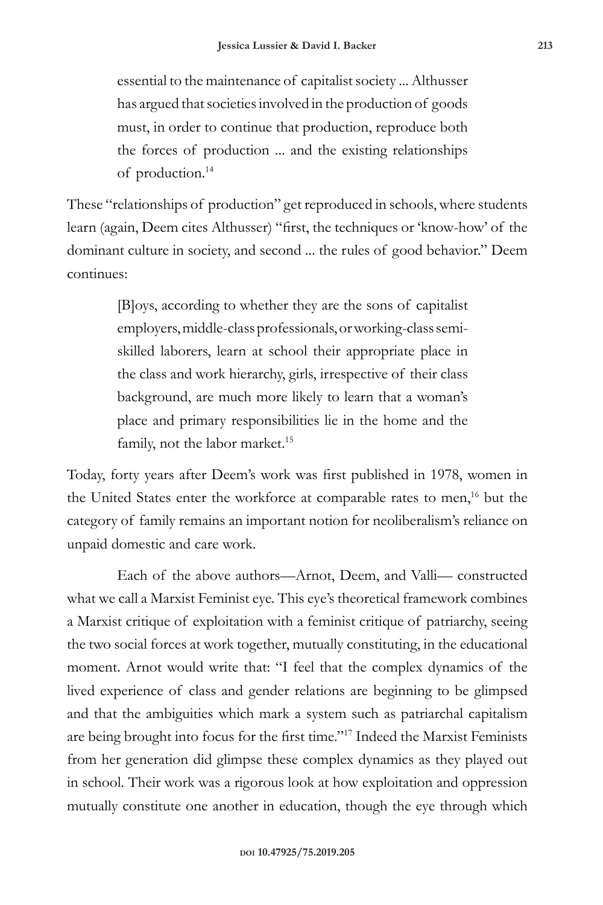> essential to the maintenance of capitalist society ... Althusser has argued that societies involved in the production of goods must, in order to continue that production, reproduce both the forces of production ... and the existing relationships of production.[14]

These "relationships of production" get reproduced in schools, where students learn (again, Deem cites Althusser) "first, the techniques or 'know-how' of the dominant culture in society, and second ... the rules of good behavior." Deem continues:

> [B]oys, according to whether they are the sons of capitalist employers, middle-class professionals, or working-class semi-skilled laborers, learn at school their appropriate place in the class and work hierarchy, girls, irrespective of their class background, are much more likely to learn that a woman's place and primary responsibilities lie in the home and the family, not the labor market.[15]

Today, forty years after Deem's work was first published in 1978, women in the United States enter the workforce at comparable rates to men,[16] but the category of family remains an important notion for neoliberalism's reliance on unpaid domestic and care work.

Each of the above authors—Arnot, Deem, and Valli— constructed what we call a Marxist Feminist eye. This eye's theoretical framework combines a Marxist critique of exploitation with a feminist critique of patriarchy, seeing the two social forces at work together, mutually constituting, in the educational moment. Arnot would write that: "I feel that the complex dynamics of the lived experience of class and gender relations are beginning to be glimpsed and that the ambiguities which mark a system such as patriarchal capitalism are being brought into focus for the first time."[17] Indeed the Marxist Feminists from her generation did glimpse these complex dynamics as they played out in school. Their work was a rigorous look at how exploitation and oppression mutually constitute one another in education, though the eye through which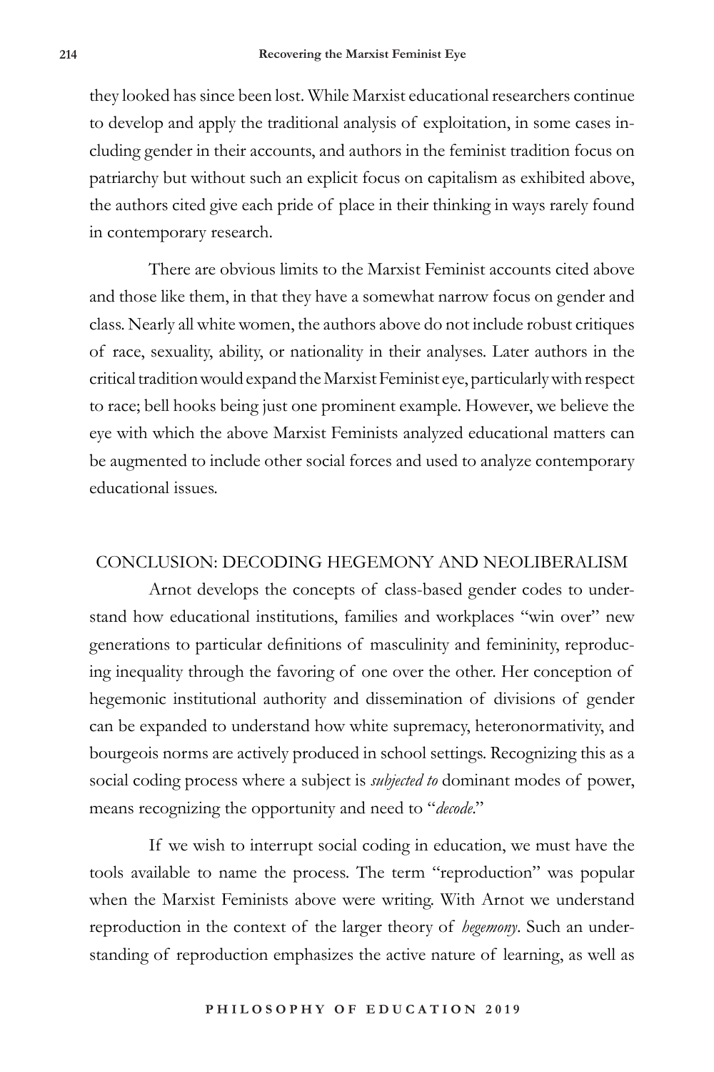they looked has since been lost. While Marxist educational researchers continue to develop and apply the traditional analysis of exploitation, in some cases including gender in their accounts, and authors in the feminist tradition focus on patriarchy but without such an explicit focus on capitalism as exhibited above, the authors cited give each pride of place in their thinking in ways rarely found in contemporary research.

There are obvious limits to the Marxist Feminist accounts cited above and those like them, in that they have a somewhat narrow focus on gender and class. Nearly all white women, the authors above do not include robust critiques of race, sexuality, ability, or nationality in their analyses. Later authors in the critical tradition would expand the Marxist Feminist eye, particularly with respect to race; bell hooks being just one prominent example. However, we believe the eye with which the above Marxist Feminists analyzed educational matters can be augmented to include other social forces and used to analyze contemporary educational issues.

## CONCLUSION: DECODING HEGEMONY AND NEOLIBERALISM

Arnot develops the concepts of class-based gender codes to understand how educational institutions, families and workplaces "win over" new generations to particular definitions of masculinity and femininity, reproducing inequality through the favoring of one over the other. Her conception of hegemonic institutional authority and dissemination of divisions of gender can be expanded to understand how white supremacy, heteronormativity, and bourgeois norms are actively produced in school settings. Recognizing this as a social coding process where a subject is *subjected to* dominant modes of power, means recognizing the opportunity and need to "*decode*."

If we wish to interrupt social coding in education, we must have the tools available to name the process. The term "reproduction" was popular when the Marxist Feminists above were writing. With Arnot we understand reproduction in the context of the larger theory of *hegemony*. Such an understanding of reproduction emphasizes the active nature of learning, as well as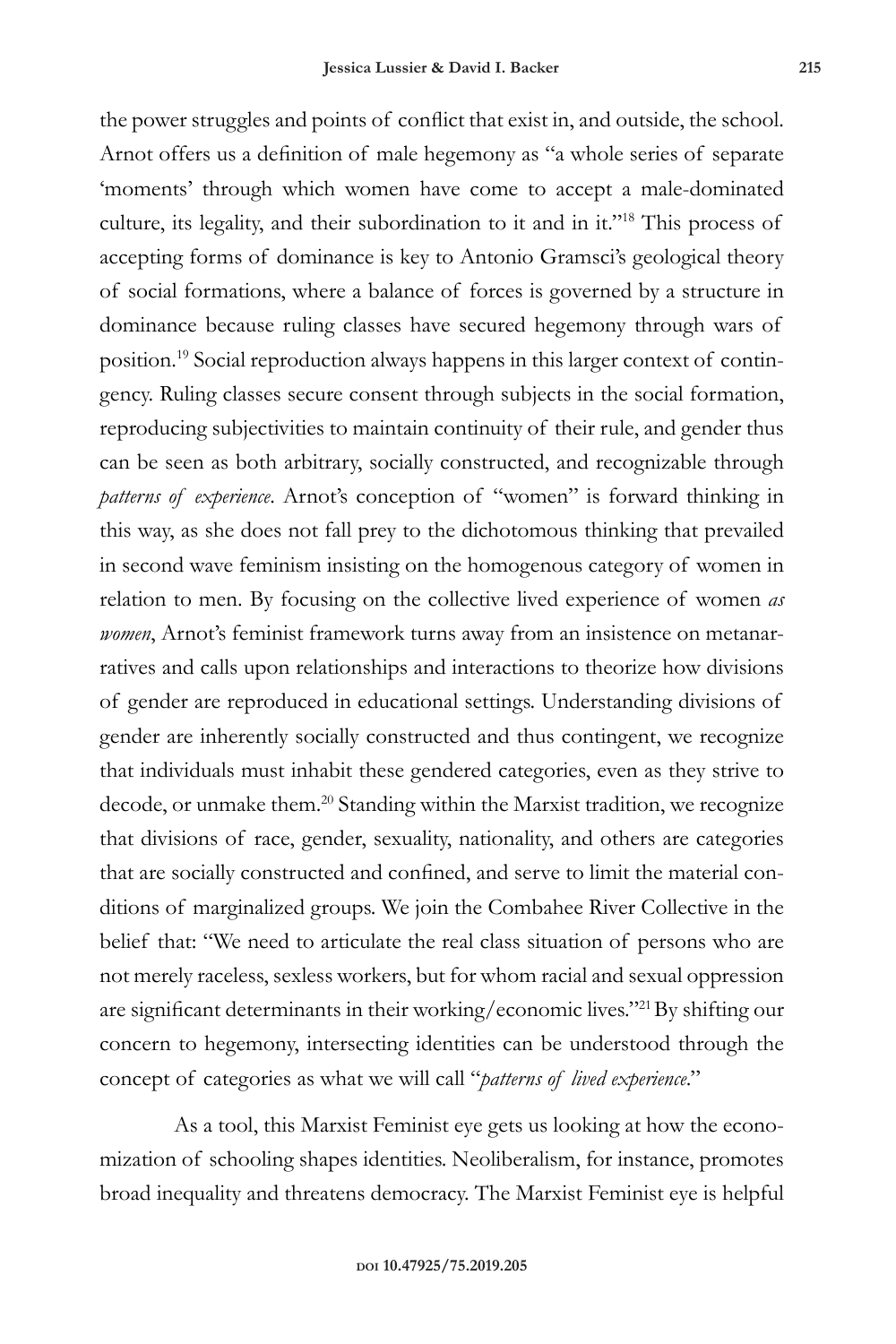the power struggles and points of conflict that exist in, and outside, the school. Arnot offers us a definition of male hegemony as "a whole series of separate 'moments' through which women have come to accept a male-dominated culture, its legality, and their subordination to it and in it."[18] This process of accepting forms of dominance is key to Antonio Gramsci's geological theory of social formations, where a balance of forces is governed by a structure in dominance because ruling classes have secured hegemony through wars of position.[19] Social reproduction always happens in this larger context of contingency. Ruling classes secure consent through subjects in the social formation, reproducing subjectivities to maintain continuity of their rule, and gender thus can be seen as both arbitrary, socially constructed, and recognizable through *patterns of experience*. Arnot's conception of "women" is forward thinking in this way, as she does not fall prey to the dichotomous thinking that prevailed in second wave feminism insisting on the homogenous category of women in relation to men. By focusing on the collective lived experience of women *as women*, Arnot's feminist framework turns away from an insistence on metanarratives and calls upon relationships and interactions to theorize how divisions of gender are reproduced in educational settings. Understanding divisions of gender are inherently socially constructed and thus contingent, we recognize that individuals must inhabit these gendered categories, even as they strive to decode, or unmake them.[20] Standing within the Marxist tradition, we recognize that divisions of race, gender, sexuality, nationality, and others are categories that are socially constructed and confined, and serve to limit the material conditions of marginalized groups. We join the Combahee River Collective in the belief that: "We need to articulate the real class situation of persons who are not merely raceless, sexless workers, but for whom racial and sexual oppression are significant determinants in their working/economic lives."[21] By shifting our concern to hegemony, intersecting identities can be understood through the concept of categories as what we will call "*patterns of lived experience*."

As a tool, this Marxist Feminist eye gets us looking at how the economization of schooling shapes identities. Neoliberalism, for instance, promotes broad inequality and threatens democracy. The Marxist Feminist eye is helpful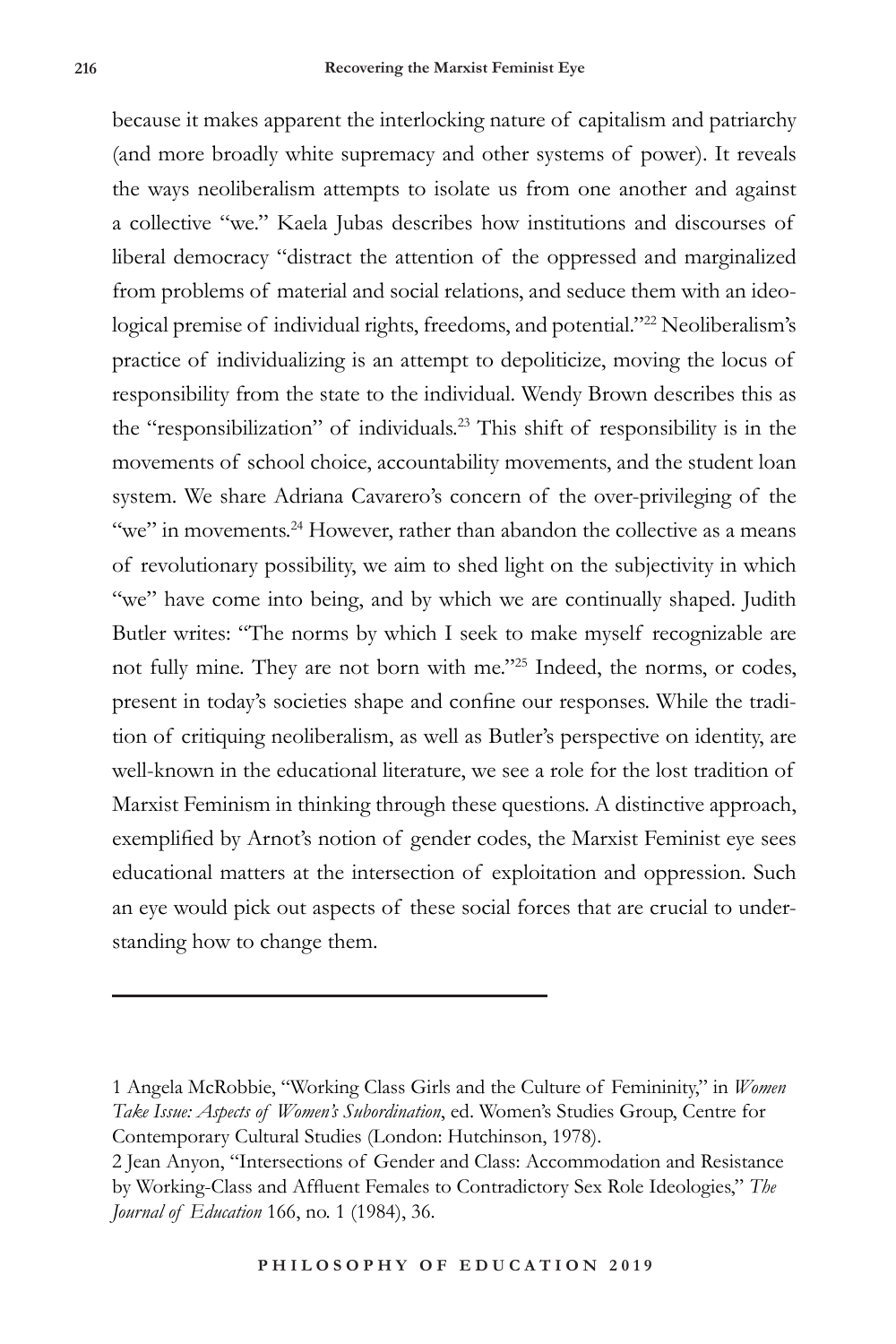because it makes apparent the interlocking nature of capitalism and patriarchy (and more broadly white supremacy and other systems of power). It reveals the ways neoliberalism attempts to isolate us from one another and against a collective "we." Kaela Jubas describes how institutions and discourses of liberal democracy "distract the attention of the oppressed and marginalized from problems of material and social relations, and seduce them with an ideological premise of individual rights, freedoms, and potential."[22] Neoliberalism's practice of individualizing is an attempt to depoliticize, moving the locus of responsibility from the state to the individual. Wendy Brown describes this as the "responsibilization" of individuals.[23] This shift of responsibility is in the movements of school choice, accountability movements, and the student loan system. We share Adriana Cavarero's concern of the over-privileging of the "we" in movements.[24] However, rather than abandon the collective as a means of revolutionary possibility, we aim to shed light on the subjectivity in which "we" have come into being, and by which we are continually shaped. Judith Butler writes: "The norms by which I seek to make myself recognizable are not fully mine. They are not born with me."[25] Indeed, the norms, or codes, present in today's societies shape and confine our responses. While the tradition of critiquing neoliberalism, as well as Butler's perspective on identity, are well-known in the educational literature, we see a role for the lost tradition of Marxist Feminism in thinking through these questions. A distinctive approach, exemplified by Arnot's notion of gender codes, the Marxist Feminist eye sees educational matters at the intersection of exploitation and oppression. Such an eye would pick out aspects of these social forces that are crucial to understanding how to change them.

---

1 Angela McRobbie, "Working Class Girls and the Culture of Femininity," in *Women Take Issue: Aspects of Women's Subordination*, ed. Women's Studies Group, Centre for Contemporary Cultural Studies (London: Hutchinson, 1978).

2 Jean Anyon, "Intersections of Gender and Class: Accommodation and Resistance by Working-Class and Affluent Females to Contradictory Sex Role Ideologies," *The Journal of Education* 166, no. 1 (1984), 36.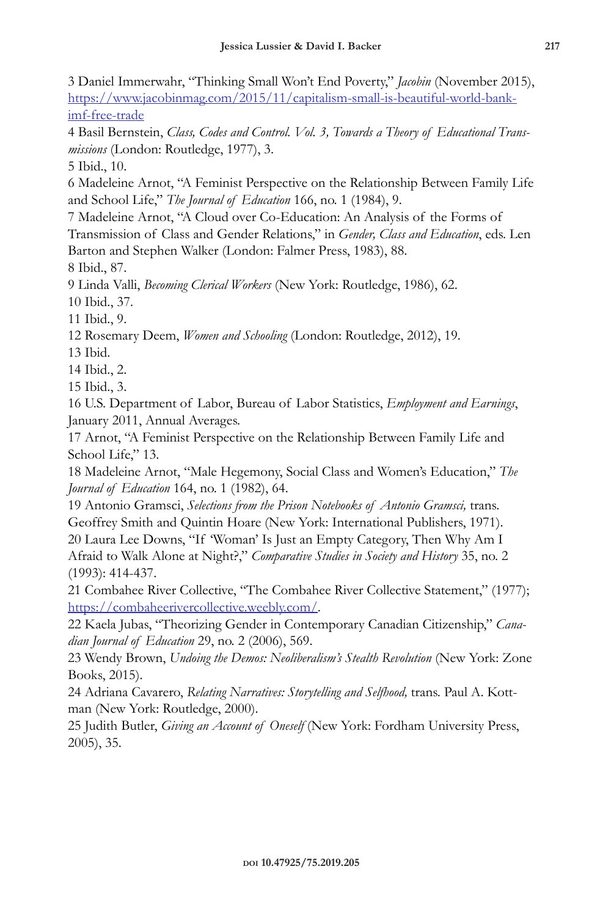3 Daniel Immerwahr, "Thinking Small Won't End Poverty," *Jacobin* (November 2015), https://www.jacobinmag.com/2015/11/capitalism-small-is-beautiful-world-bank-imf-free-trade

4 Basil Bernstein, *Class, Codes and Control. Vol. 3, Towards a Theory of Educational Transmissions* (London: Routledge, 1977), 3.

5 Ibid., 10.

6 Madeleine Arnot, "A Feminist Perspective on the Relationship Between Family Life and School Life," *The Journal of Education* 166, no. 1 (1984), 9.

7 Madeleine Arnot, "A Cloud over Co-Education: An Analysis of the Forms of Transmission of Class and Gender Relations," in *Gender, Class and Education*, eds. Len Barton and Stephen Walker (London: Falmer Press, 1983), 88.

8 Ibid., 87.

9 Linda Valli, *Becoming Clerical Workers* (New York: Routledge, 1986), 62.

10 Ibid., 37.

11 Ibid., 9.

12 Rosemary Deem, *Women and Schooling* (London: Routledge, 2012), 19.

13 Ibid.

14 Ibid., 2.

15 Ibid., 3.

16 U.S. Department of Labor, Bureau of Labor Statistics, *Employment and Earnings*, January 2011, Annual Averages.

17 Arnot, "A Feminist Perspective on the Relationship Between Family Life and School Life," 13.

18 Madeleine Arnot, "Male Hegemony, Social Class and Women's Education," *The Journal of Education* 164, no. 1 (1982), 64.

19 Antonio Gramsci, *Selections from the Prison Notebooks of Antonio Gramsci,* trans. Geoffrey Smith and Quintin Hoare (New York: International Publishers, 1971).

20 Laura Lee Downs, "If 'Woman' Is Just an Empty Category, Then Why Am I Afraid to Walk Alone at Night?," *Comparative Studies in Society and History* 35, no. 2 (1993): 414-437.

21 Combahee River Collective, "The Combahee River Collective Statement," (1977); https://combaheerivercollective.weebly.com/.

22 Kaela Jubas, "Theorizing Gender in Contemporary Canadian Citizenship," *Canadian Journal of Education* 29, no. 2 (2006), 569.

23 Wendy Brown, *Undoing the Demos: Neoliberalism's Stealth Revolution* (New York: Zone Books, 2015).

24 Adriana Cavarero, *Relating Narratives: Storytelling and Selfhood,* trans. Paul A. Kottman (New York: Routledge, 2000).

25 Judith Butler, *Giving an Account of Oneself* (New York: Fordham University Press, 2005), 35.